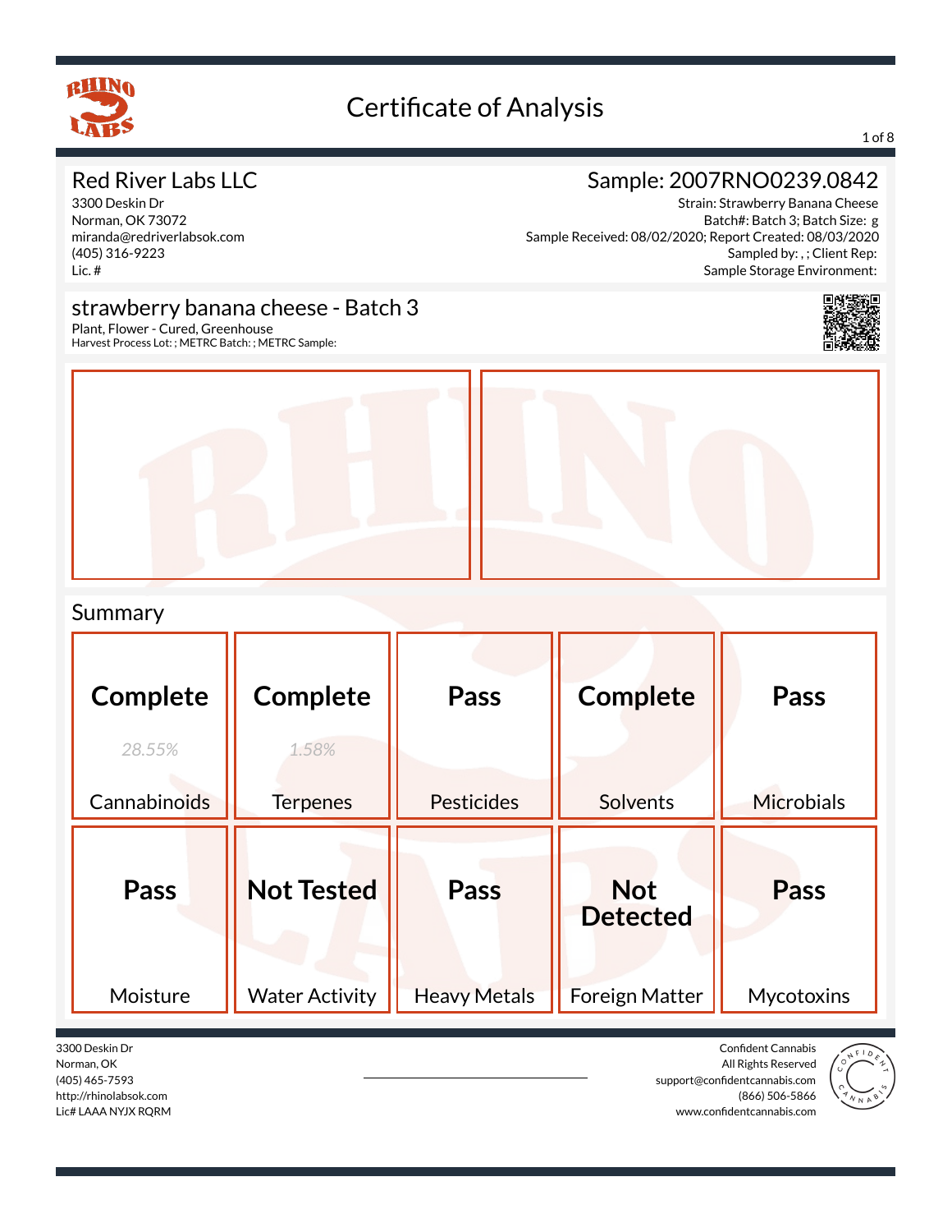# Certificate of Analysis

## Red River Labs LLC

3300 Deskin Dr
Norman, OK 73072
miranda@redriverlabsok.com
(405) 316-9223
Lic. #

## Sample: 2007RNO0239.0842

Strain: Strawberry Banana Cheese
Batch#: Batch 3; Batch Size: g
Sample Received: 08/02/2020; Report Created: 08/03/2020
Sampled by: , ; Client Rep:
Sample Storage Environment:

## strawberry banana cheese - Batch 3

Plant, Flower - Cured, Greenhouse
Harvest Process Lot: ; METRC Batch: ; METRC Sample:

## Summary

| Cannabinoids | Terpenes | Pesticides | Solvents | Microbials |
|---|---|---|---|---|
| **Complete** *28.55%* | **Complete** *1.58%* | **Pass** | **Complete** | **Pass** |

| Moisture | Water Activity | Heavy Metals | Foreign Matter | Mycotoxins |
|---|---|---|---|---|
| **Pass** | **Not Tested** | **Pass** | **Not Detected** | **Pass** |

3300 Deskin Dr
Norman, OK
(405) 465-7593
http://rhinolabsok.com
Lic# LAAA NYJX RQRM

Confident Cannabis
All Rights Reserved
support@confidentcannabis.com
(866) 506-5866
www.confidentcannabis.com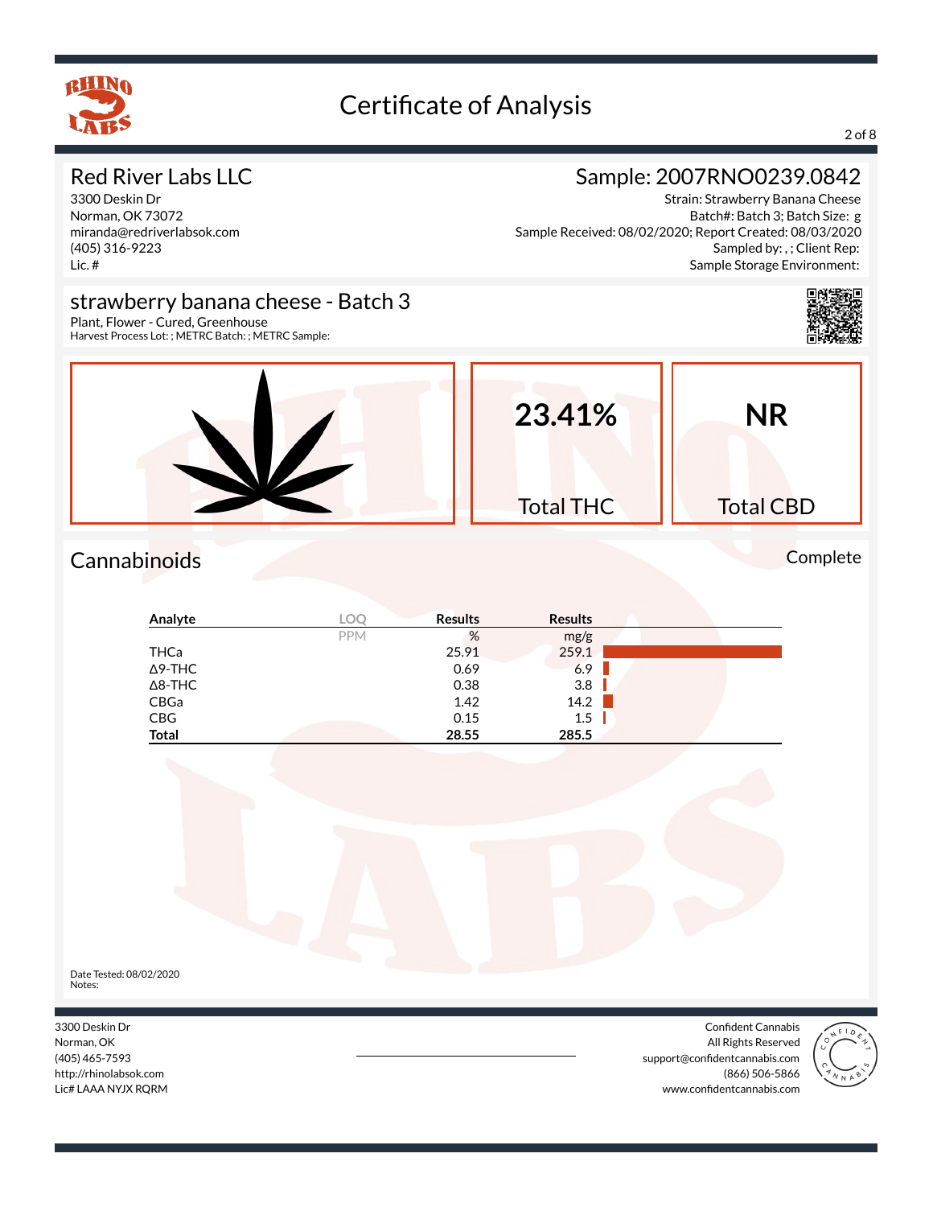# Certificate of Analysis

## Red River Labs LLC

3300 Deskin Dr
Norman, OK 73072
miranda@redriverlabsok.com
(405) 316-9223
Lic. #

## Sample: 2007RNO0239.0842

Strain: Strawberry Banana Cheese
Batch#: Batch 3; Batch Size: g
Sample Received: 08/02/2020; Report Created: 08/03/2020
Sampled by: , ; Client Rep:
Sample Storage Environment:

## strawberry banana cheese - Batch 3

Plant, Flower - Cured, Greenhouse
Harvest Process Lot: ; METRC Batch: ; METRC Sample:

**23.41%** Total THC

**NR** Total CBD

## Cannabinoids

Complete

| Analyte | LOQ | Results | Results |
|---|---|---|---|
| | PPM | % | mg/g |
| THCa | | 25.91 | 259.1 |
| Δ9-THC | | 0.69 | 6.9 |
| Δ8-THC | | 0.38 | 3.8 |
| CBGa | | 1.42 | 14.2 |
| CBG | | 0.15 | 1.5 |
| **Total** | | **28.55** | **285.5** |

Date Tested: 08/02/2020
Notes:

3300 Deskin Dr
Norman, OK
(405) 465-7593
http://rhinolabsok.com
Lic# LAAA NYJX RQRM

Confident Cannabis
All Rights Reserved
support@confidentcannabis.com
(866) 506-5866
www.confidentcannabis.com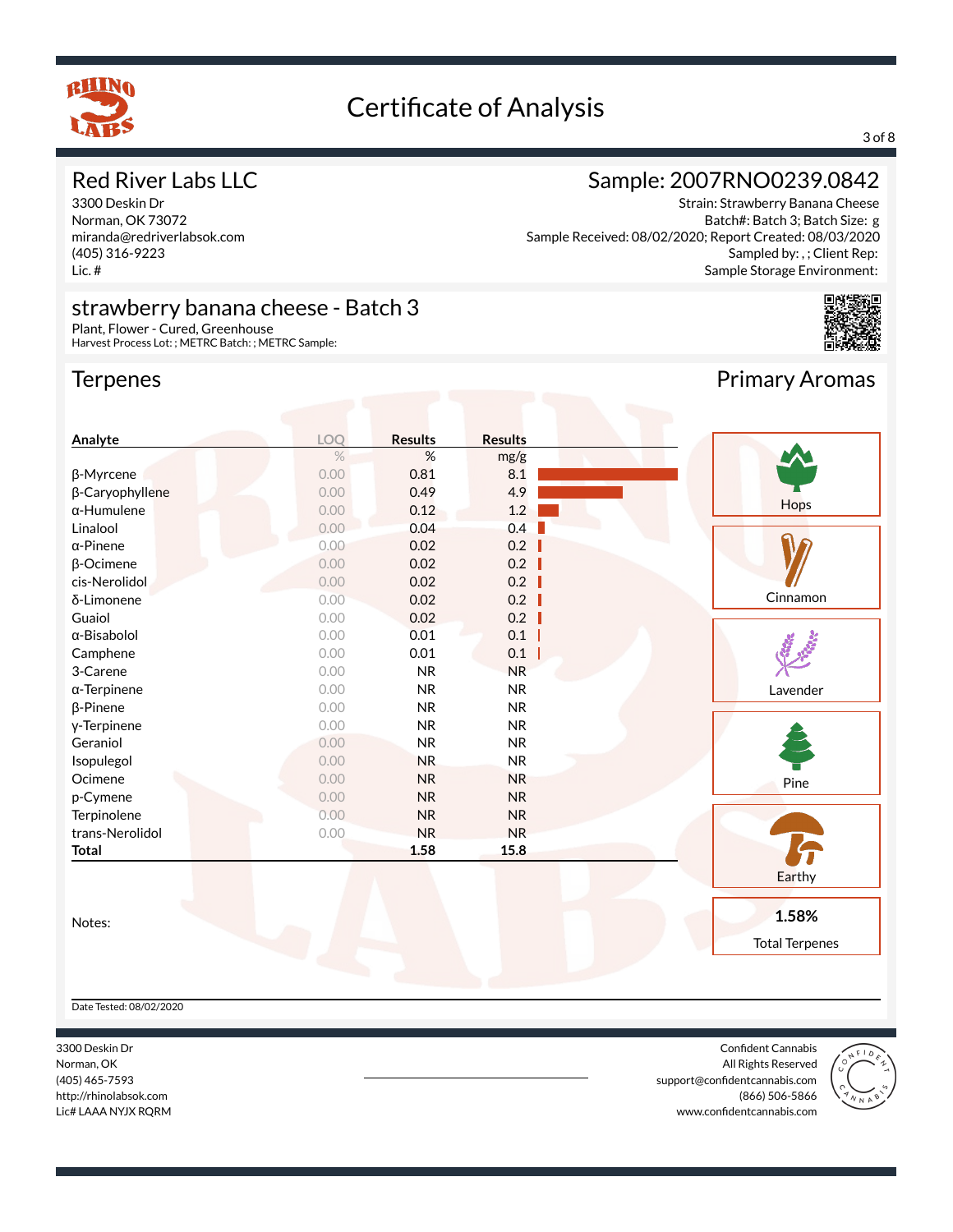# Certificate of Analysis

## Red River Labs LLC

3300 Deskin Dr
Norman, OK 73072
miranda@redriverlabsok.com
(405) 316-9223
Lic. #

## Sample: 2007RNO0239.0842

Strain: Strawberry Banana Cheese
Batch#: Batch 3; Batch Size: g
Sample Received: 08/02/2020; Report Created: 08/03/2020
Sampled by: , ; Client Rep:
Sample Storage Environment:

## strawberry banana cheese - Batch 3

Plant, Flower - Cured, Greenhouse
Harvest Process Lot: ; METRC Batch: ; METRC Sample:

## Terpenes

| Analyte | LOQ | Results | Results |
|---|---|---|---|
| | % | % | mg/g |
| β-Myrcene | 0.00 | 0.81 | 8.1 |
| β-Caryophyllene | 0.00 | 0.49 | 4.9 |
| α-Humulene | 0.00 | 0.12 | 1.2 |
| Linalool | 0.00 | 0.04 | 0.4 |
| α-Pinene | 0.00 | 0.02 | 0.2 |
| β-Ocimene | 0.00 | 0.02 | 0.2 |
| cis-Nerolidol | 0.00 | 0.02 | 0.2 |
| δ-Limonene | 0.00 | 0.02 | 0.2 |
| Guaiol | 0.00 | 0.02 | 0.2 |
| α-Bisabolol | 0.00 | 0.01 | 0.1 |
| Camphene | 0.00 | 0.01 | 0.1 |
| 3-Carene | 0.00 | NR | NR |
| α-Terpinene | 0.00 | NR | NR |
| β-Pinene | 0.00 | NR | NR |
| γ-Terpinene | 0.00 | NR | NR |
| Geraniol | 0.00 | NR | NR |
| Isopulegol | 0.00 | NR | NR |
| Ocimene | 0.00 | NR | NR |
| p-Cymene | 0.00 | NR | NR |
| Terpinolene | 0.00 | NR | NR |
| trans-Nerolidol | 0.00 | NR | NR |
| **Total** | | **1.58** | **15.8** |

## Primary Aromas

- Hops
- Cinnamon
- Lavender
- Pine
- Earthy

**1.58%**
Total Terpenes

Notes:

Date Tested: 08/02/2020

3300 Deskin Dr
Norman, OK
(405) 465-7593
http://rhinolabsok.com
Lic# LAAA NYJX RQRM

Confident Cannabis
All Rights Reserved
support@confidentcannabis.com
(866) 506-5866
www.confidentcannabis.com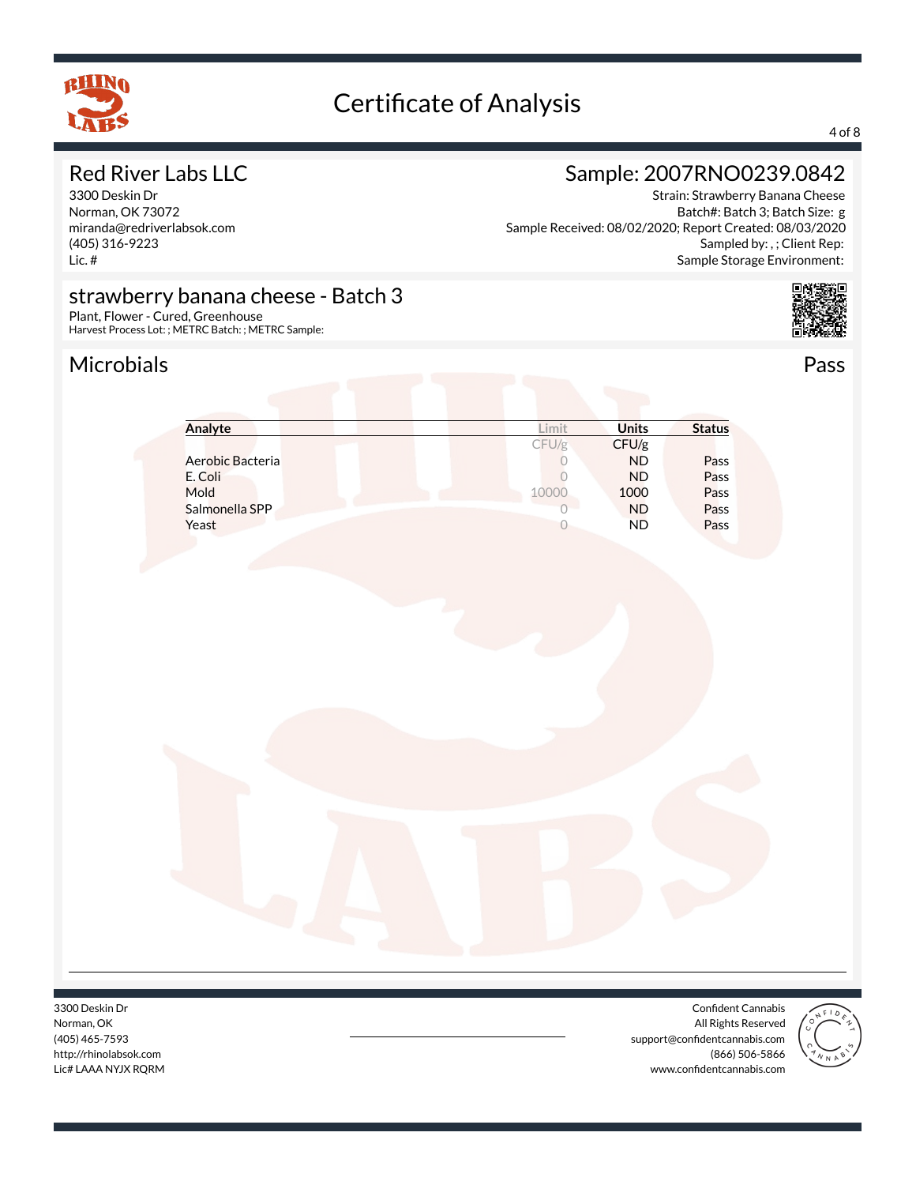# Certificate of Analysis

## Red River Labs LLC

3300 Deskin Dr
Norman, OK 73072
miranda@redriverlabsok.com
(405) 316-9223
Lic. #

## Sample: 2007RNO0239.0842

Strain: Strawberry Banana Cheese
Batch#: Batch 3; Batch Size: g
Sample Received: 08/02/2020; Report Created: 08/03/2020
Sampled by: , ; Client Rep:
Sample Storage Environment:

## strawberry banana cheese - Batch 3

Plant, Flower - Cured, Greenhouse
Harvest Process Lot: ; METRC Batch: ; METRC Sample:

## Microbials

Pass

| Analyte | Limit | Units | Status |
|---|---|---|---|
| | CFU/g | CFU/g | |
| Aerobic Bacteria | 0 | ND | Pass |
| E. Coli | 0 | ND | Pass |
| Mold | 10000 | 1000 | Pass |
| Salmonella SPP | 0 | ND | Pass |
| Yeast | 0 | ND | Pass |

3300 Deskin Dr
Norman, OK
(405) 465-7593
http://rhinolabsok.com
Lic# LAAA NYJX RQRM

Confident Cannabis
All Rights Reserved
support@confidentcannabis.com
(866) 506-5866
www.confidentcannabis.com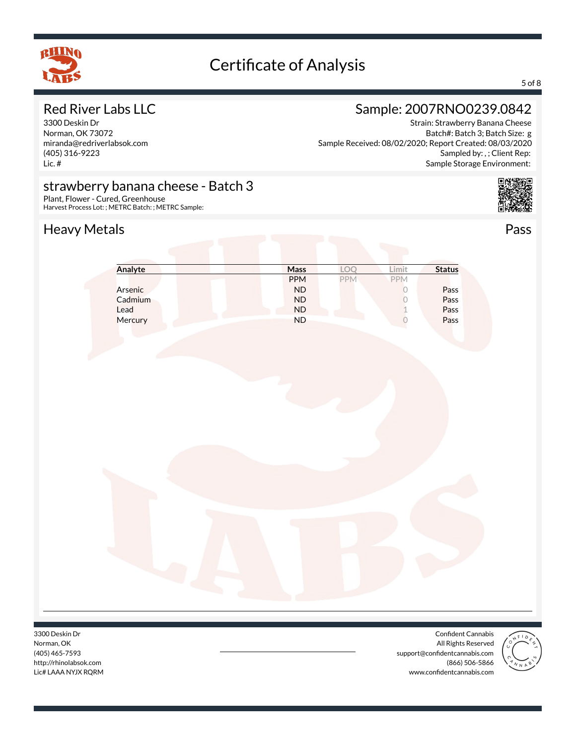# Certificate of Analysis

## Red River Labs LLC

3300 Deskin Dr
Norman, OK 73072
miranda@redriverlabsok.com
(405) 316-9223
Lic. #

## Sample: 2007RNO0239.0842

Strain: Strawberry Banana Cheese
Batch#: Batch 3; Batch Size: g
Sample Received: 08/02/2020; Report Created: 08/03/2020
Sampled by: , ; Client Rep:
Sample Storage Environment:

## strawberry banana cheese - Batch 3

Plant, Flower - Cured, Greenhouse
Harvest Process Lot: ; METRC Batch: ; METRC Sample:

## Heavy Metals

Pass

| Analyte | Mass | LOQ | Limit | Status |
|---|---|---|---|---|
| | PPM | PPM | PPM | |
| Arsenic | ND | | 0 | Pass |
| Cadmium | ND | | 0 | Pass |
| Lead | ND | | 1 | Pass |
| Mercury | ND | | 0 | Pass |

3300 Deskin Dr
Norman, OK
(405) 465-7593
http://rhinolabsok.com
Lic# LAAA NYJX RQRM

Confident Cannabis
All Rights Reserved
support@confidentcannabis.com
(866) 506-5866
www.confidentcannabis.com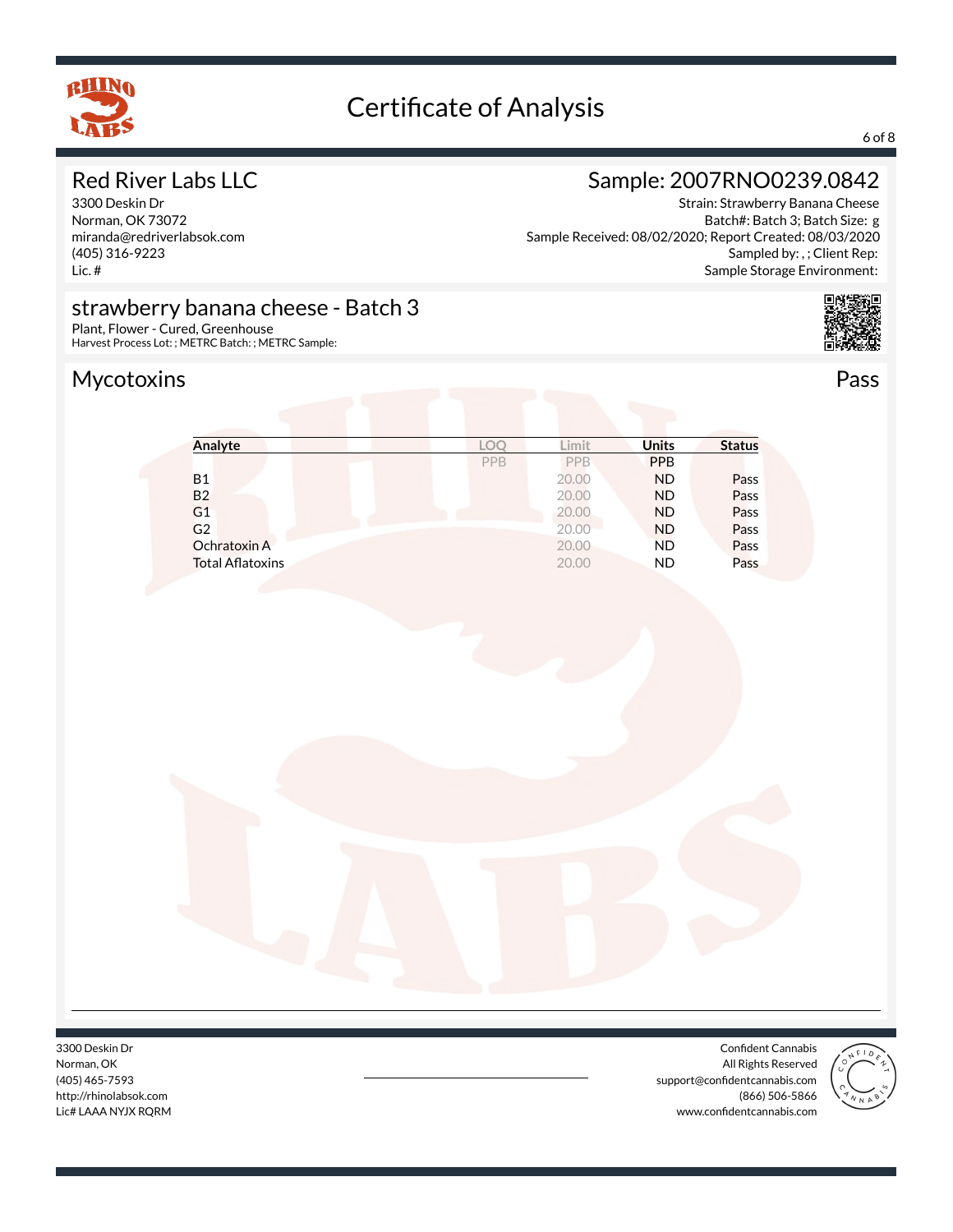# Certificate of Analysis

## Red River Labs LLC

3300 Deskin Dr
Norman, OK 73072
miranda@redriverlabsok.com
(405) 316-9223
Lic. #

## Sample: 2007RNO0239.0842

Strain: Strawberry Banana Cheese
Batch#: Batch 3; Batch Size: g
Sample Received: 08/02/2020; Report Created: 08/03/2020
Sampled by: , ; Client Rep:
Sample Storage Environment:

## strawberry banana cheese - Batch 3

Plant, Flower - Cured, Greenhouse
Harvest Process Lot: ; METRC Batch: ; METRC Sample:

## Mycotoxins

Pass

| Analyte | LOQ | Limit | Units | Status |
|---|---|---|---|---|
| | PPB | PPB | PPB | |
| B1 | | 20.00 | ND | Pass |
| B2 | | 20.00 | ND | Pass |
| G1 | | 20.00 | ND | Pass |
| G2 | | 20.00 | ND | Pass |
| Ochratoxin A | | 20.00 | ND | Pass |
| Total Aflatoxins | | 20.00 | ND | Pass |

3300 Deskin Dr
Norman, OK
(405) 465-7593
http://rhinolabsok.com
Lic# LAAA NYJX RQRM

Confident Cannabis
All Rights Reserved
support@confidentcannabis.com
(866) 506-5866
www.confidentcannabis.com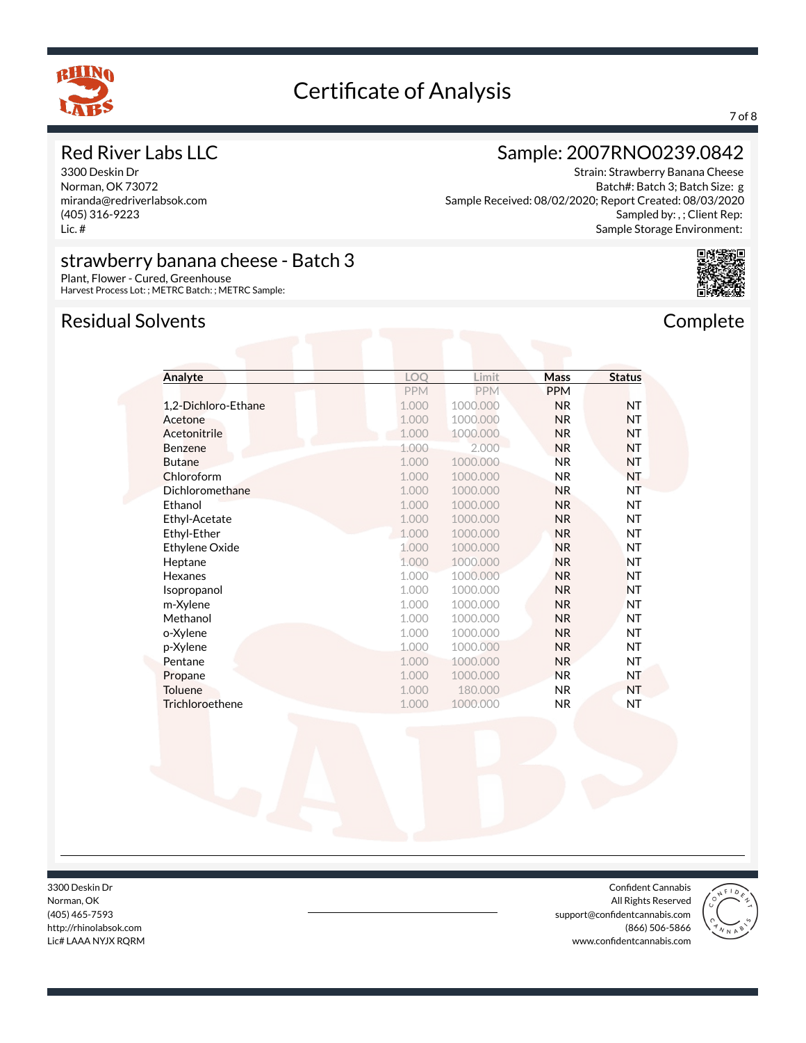# Certificate of Analysis

## Red River Labs LLC

3300 Deskin Dr
Norman, OK 73072
miranda@redriverlabsok.com
(405) 316-9223
Lic. #

## Sample: 2007RNO0239.0842

Strain: Strawberry Banana Cheese
Batch#: Batch 3; Batch Size: g
Sample Received: 08/02/2020; Report Created: 08/03/2020
Sampled by: , ; Client Rep:
Sample Storage Environment:

## strawberry banana cheese - Batch 3

Plant, Flower - Cured, Greenhouse
Harvest Process Lot: ; METRC Batch: ; METRC Sample:

## Residual Solvents

Complete

| Analyte | LOQ | Limit | Mass | Status |
|---|---|---|---|---|
| | PPM | PPM | PPM | |
| 1,2-Dichloro-Ethane | 1.000 | 1000.000 | NR | NT |
| Acetone | 1.000 | 1000.000 | NR | NT |
| Acetonitrile | 1.000 | 1000.000 | NR | NT |
| Benzene | 1.000 | 2.000 | NR | NT |
| Butane | 1.000 | 1000.000 | NR | NT |
| Chloroform | 1.000 | 1000.000 | NR | NT |
| Dichloromethane | 1.000 | 1000.000 | NR | NT |
| Ethanol | 1.000 | 1000.000 | NR | NT |
| Ethyl-Acetate | 1.000 | 1000.000 | NR | NT |
| Ethyl-Ether | 1.000 | 1000.000 | NR | NT |
| Ethylene Oxide | 1.000 | 1000.000 | NR | NT |
| Heptane | 1.000 | 1000.000 | NR | NT |
| Hexanes | 1.000 | 1000.000 | NR | NT |
| Isopropanol | 1.000 | 1000.000 | NR | NT |
| m-Xylene | 1.000 | 1000.000 | NR | NT |
| Methanol | 1.000 | 1000.000 | NR | NT |
| o-Xylene | 1.000 | 1000.000 | NR | NT |
| p-Xylene | 1.000 | 1000.000 | NR | NT |
| Pentane | 1.000 | 1000.000 | NR | NT |
| Propane | 1.000 | 1000.000 | NR | NT |
| Toluene | 1.000 | 180.000 | NR | NT |
| Trichloroethene | 1.000 | 1000.000 | NR | NT |

3300 Deskin Dr
Norman, OK
(405) 465-7593
http://rhinolabsok.com
Lic# LAAA NYJX RQRM

Confident Cannabis
All Rights Reserved
support@confidentcannabis.com
(866) 506-5866
www.confidentcannabis.com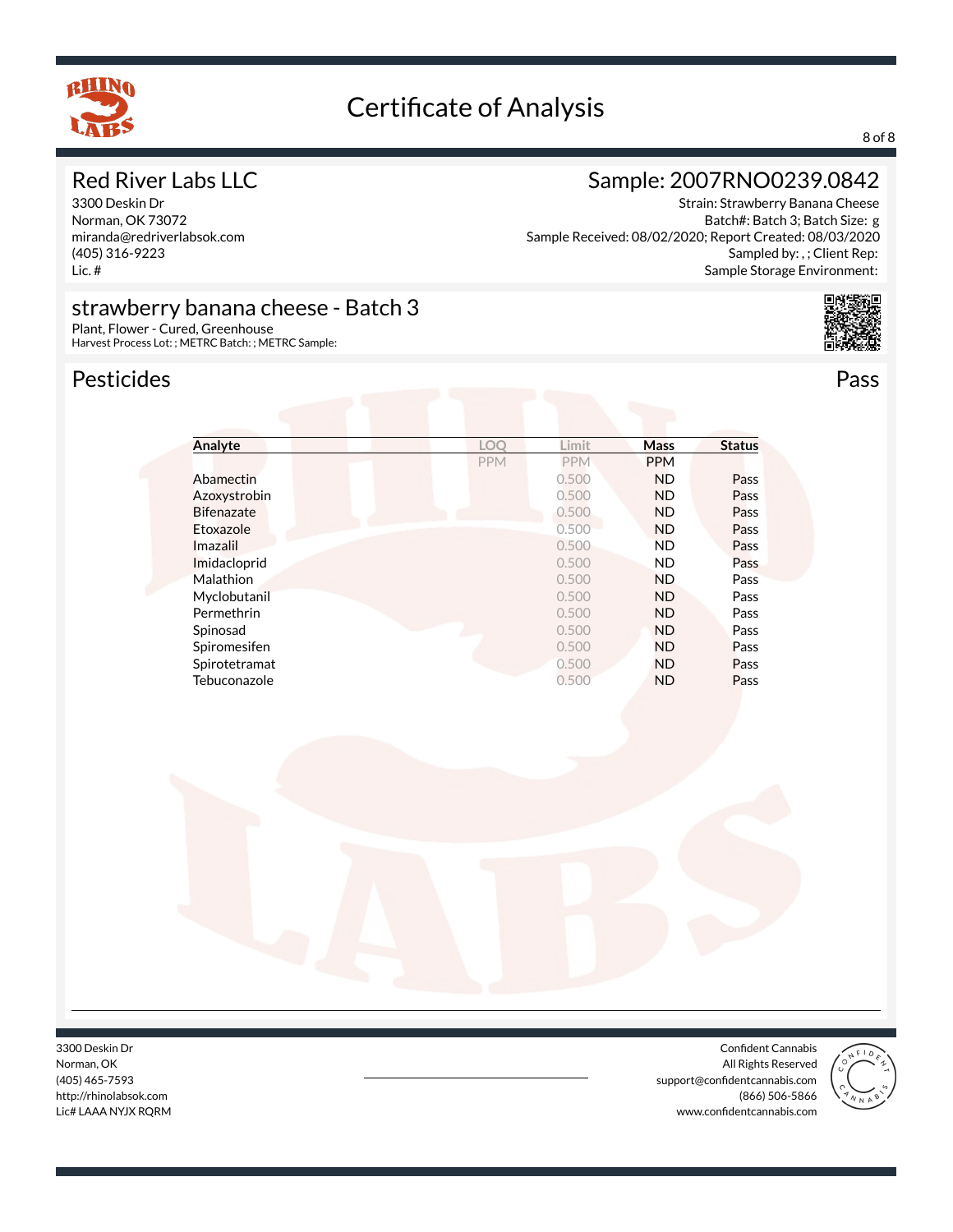# Certificate of Analysis

## Red River Labs LLC

3300 Deskin Dr
Norman, OK 73072
miranda@redriverlabsok.com
(405) 316-9223
Lic. #

## Sample: 2007RNO0239.0842

Strain: Strawberry Banana Cheese
Batch#: Batch 3; Batch Size: g
Sample Received: 08/02/2020; Report Created: 08/03/2020
Sampled by: , ; Client Rep:
Sample Storage Environment:

## strawberry banana cheese - Batch 3

Plant, Flower - Cured, Greenhouse
Harvest Process Lot: ; METRC Batch: ; METRC Sample:

## Pesticides

Pass

| Analyte | LOQ | Limit | Mass | Status |
|---|---|---|---|---|
| | PPM | PPM | PPM | |
| Abamectin | | 0.500 | ND | Pass |
| Azoxystrobin | | 0.500 | ND | Pass |
| Bifenazate | | 0.500 | ND | Pass |
| Etoxazole | | 0.500 | ND | Pass |
| Imazalil | | 0.500 | ND | Pass |
| Imidacloprid | | 0.500 | ND | Pass |
| Malathion | | 0.500 | ND | Pass |
| Myclobutanil | | 0.500 | ND | Pass |
| Permethrin | | 0.500 | ND | Pass |
| Spinosad | | 0.500 | ND | Pass |
| Spiromesifen | | 0.500 | ND | Pass |
| Spirotetramat | | 0.500 | ND | Pass |
| Tebuconazole | | 0.500 | ND | Pass |

3300 Deskin Dr
Norman, OK
(405) 465-7593
http://rhinolabsok.com
Lic# LAAA NYJX RQRM

Confident Cannabis
All Rights Reserved
support@confidentcannabis.com
(866) 506-5866
www.confidentcannabis.com